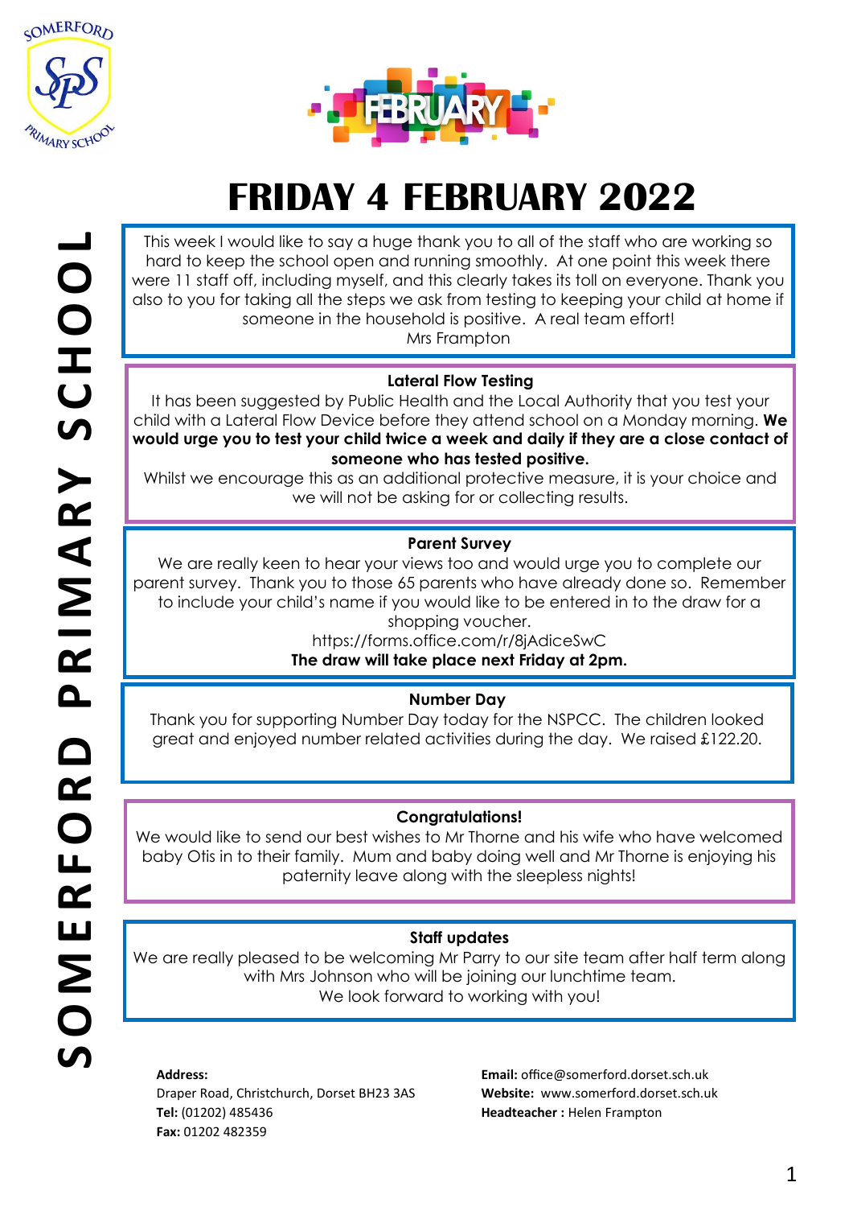# FRIDAY 4 FEBRUARY 2022

This week I would like to say a huge thank you to all of the staff who are working so hard to keep the school open and running smoothly. At one point this week there were 11 staff off, including myself, and this clearly takes its toll on everyone. Thank you also to you for taking all the steps we ask from testing to keeping your child at home if someone in the household is positive. A real team effort!

Mrs Frampton

## Lateral Flow Testing

It has been suggested by Public Health and the Local Authority that you test your child with a Lateral Flow Device before they attend school on a Monday morning. **We would urge you to test your child twice a week and daily if they are a close contact of someone who has tested positive.**

Whilst we encourage this as an additional protective measure, it is your choice and we will not be asking for or collecting results.

## Parent Survey

We are really keen to hear your views too and would urge you to complete our parent survey. Thank you to those 65 parents who have already done so. Remember to include your child's name if you would like to be entered in to the draw for a shopping voucher.

https://forms.office.com/r/8jAdiceSwC

**The draw will take place next Friday at 2pm.**

## Number Day

Thank you for supporting Number Day today for the NSPCC. The children looked great and enjoyed number related activities during the day. We raised £122.20.

## Congratulations!

We would like to send our best wishes to Mr Thorne and his wife who have welcomed baby Otis in to their family. Mum and baby doing well and Mr Thorne is enjoying his paternity leave along with the sleepless nights!

## Staff updates

We are really pleased to be welcoming Mr Parry to our site team after half term along with Mrs Johnson who will be joining our lunchtime team.

We look forward to working with you!

**Address:**
Draper Road, Christchurch, Dorset BH23 3AS
**Tel:** (01202) 485436
**Fax:** 01202 482359

**Email:** office@somerford.dorset.sch.uk
**Website:** www.somerford.dorset.sch.uk
**Headteacher :** Helen Frampton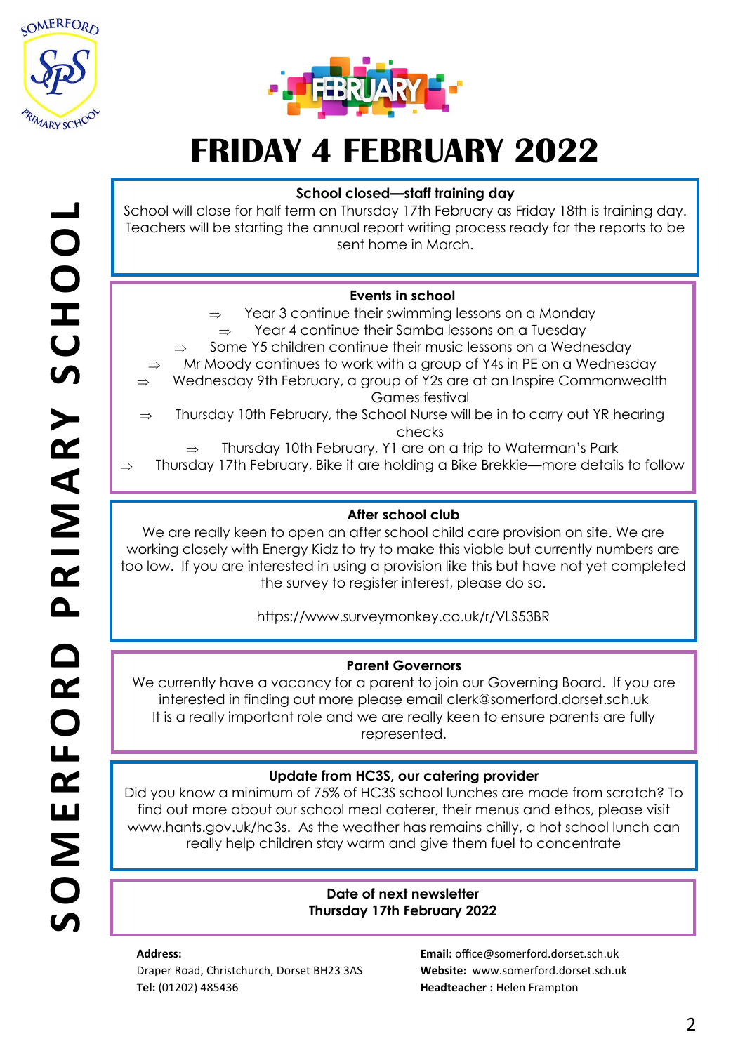# FRIDAY 4 FEBRUARY 2022

### School closed—staff training day

School will close for half term on Thursday 17th February as Friday 18th is training day. Teachers will be starting the annual report writing process ready for the reports to be sent home in March.

### Events in school

- ⇒ Year 3 continue their swimming lessons on a Monday
- ⇒ Year 4 continue their Samba lessons on a Tuesday
- ⇒ Some Y5 children continue their music lessons on a Wednesday
- ⇒ Mr Moody continues to work with a group of Y4s in PE on a Wednesday
- ⇒ Wednesday 9th February, a group of Y2s are at an Inspire Commonwealth Games festival
- ⇒ Thursday 10th February, the School Nurse will be in to carry out YR hearing checks
- ⇒ Thursday 10th February, Y1 are on a trip to Waterman's Park
- ⇒ Thursday 17th February, Bike it are holding a Bike Brekkie—more details to follow

### After school club

We are really keen to open an after school child care provision on site. We are working closely with Energy Kidz to try to make this viable but currently numbers are too low. If you are interested in using a provision like this but have not yet completed the survey to register interest, please do so.

https://www.surveymonkey.co.uk/r/VLS53BR

### Parent Governors

We currently have a vacancy for a parent to join our Governing Board. If you are interested in finding out more please email clerk@somerford.dorset.sch.uk
It is a really important role and we are really keen to ensure parents are fully represented.

### Update from HC3S, our catering provider

Did you know a minimum of 75% of HC3S school lunches are made from scratch? To find out more about our school meal caterer, their menus and ethos, please visit www.hants.gov.uk/hc3s. As the weather has remains chilly, a hot school lunch can really help children stay warm and give them fuel to concentrate

### Date of next newsletter

**Thursday 17th February 2022**

**Address:**
Draper Road, Christchurch, Dorset BH23 3AS
**Tel:** (01202) 485436

**Email:** office@somerford.dorset.sch.uk
**Website:** www.somerford.dorset.sch.uk
**Headteacher :** Helen Frampton